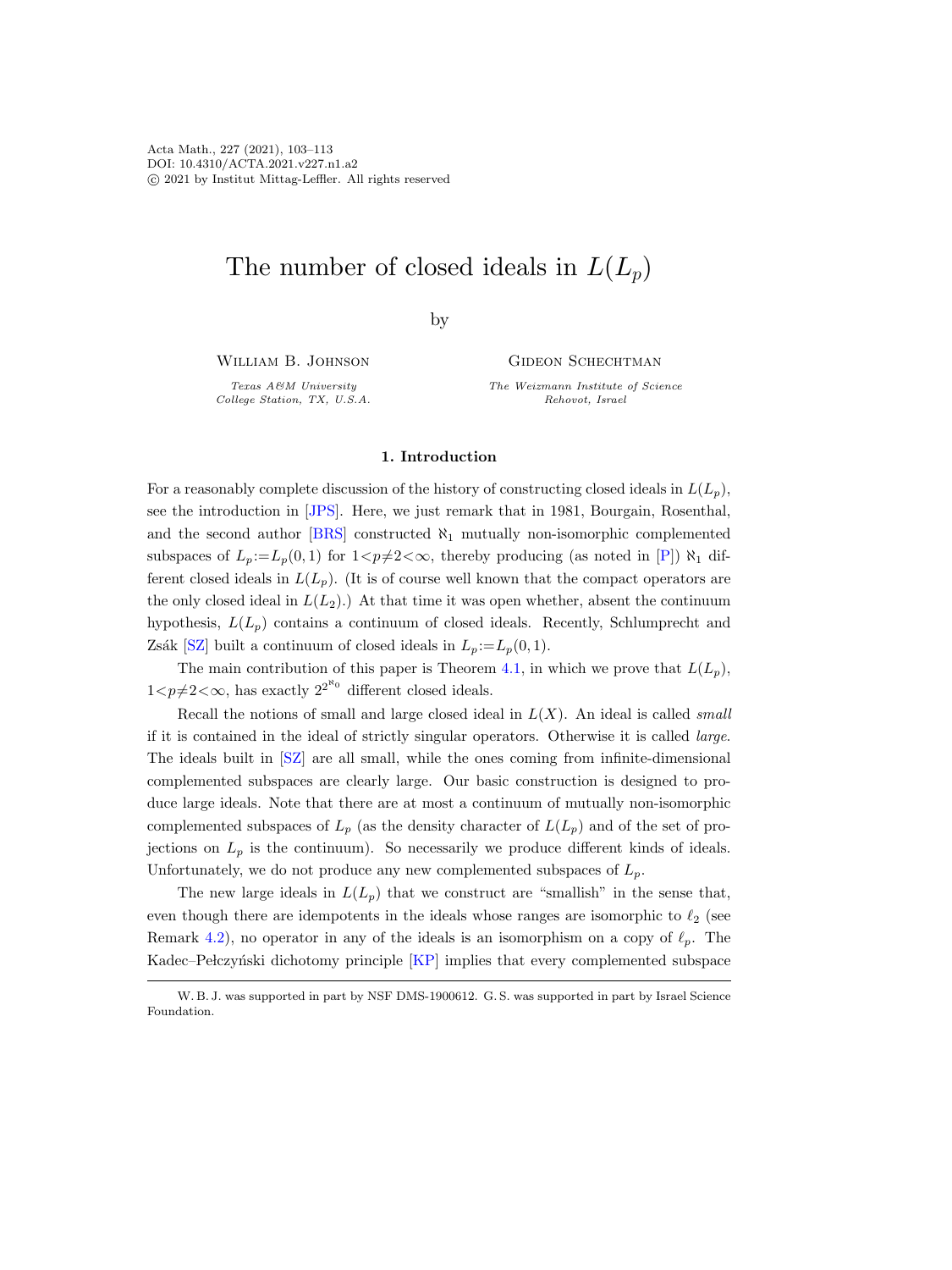# The number of closed ideals in $L(L_p)$

by

William B. Johnson
*Texas A&M University*
*College Station, TX, U.S.A.*

Gideon Schechtman
*The Weizmann Institute of Science*
*Rehovot, Israel*

## 1. Introduction

For a reasonably complete discussion of the history of constructing closed ideals in $L(L_p)$, see the introduction in [JPS]. Here, we just remark that in 1981, Bourgain, Rosenthal, and the second author [BRS] constructed $\aleph_1$ mutually non-isomorphic complemented subspaces of $L_p:=L_p(0,1)$ for $1<p\neq 2<\infty$, thereby producing (as noted in [P]) $\aleph_1$ different closed ideals in $L(L_p)$. (It is of course well known that the compact operators are the only closed ideal in $L(L_2)$.) At that time it was open whether, absent the continuum hypothesis, $L(L_p)$ contains a continuum of closed ideals. Recently, Schlumprecht and Zsák [SZ] built a continuum of closed ideals in $L_p:=L_p(0,1)$.

The main contribution of this paper is Theorem 4.1, in which we prove that $L(L_p)$, $1<p\neq 2<\infty$, has exactly $2^{2^{\aleph_0}}$ different closed ideals.

Recall the notions of small and large closed ideal in $L(X)$. An ideal is called *small* if it is contained in the ideal of strictly singular operators. Otherwise it is called *large*. The ideals built in [SZ] are all small, while the ones coming from infinite-dimensional complemented subspaces are clearly large. Our basic construction is designed to produce large ideals. Note that there are at most a continuum of mutually non-isomorphic complemented subspaces of $L_p$ (as the density character of $L(L_p)$ and of the set of projections on $L_p$ is the continuum). So necessarily we produce different kinds of ideals. Unfortunately, we do not produce any new complemented subspaces of $L_p$.

The new large ideals in $L(L_p)$ that we construct are "smallish" in the sense that, even though there are idempotents in the ideals whose ranges are isomorphic to $\ell_2$ (see Remark 4.2), no operator in any of the ideals is an isomorphism on a copy of $\ell_p$. The Kadec–Pełczyński dichotomy principle [KP] implies that every complemented subspace

W. B. J. was supported in part by NSF DMS-1900612. G. S. was supported in part by Israel Science Foundation.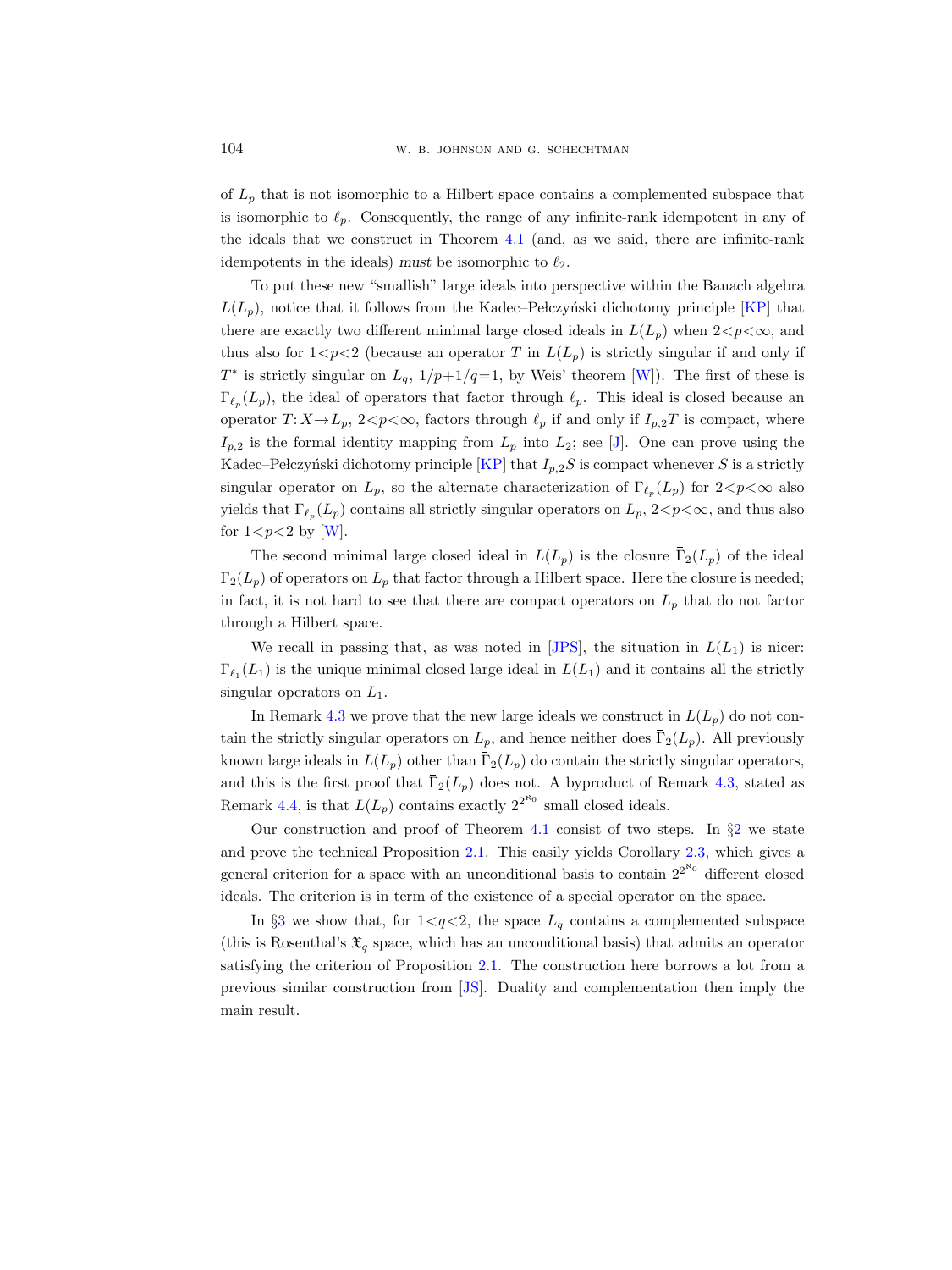of $L_p$ that is not isomorphic to a Hilbert space contains a complemented subspace that is isomorphic to $\ell_p$. Consequently, the range of any infinite-rank idempotent in any of the ideals that we construct in Theorem 4.1 (and, as we said, there are infinite-rank idempotents in the ideals) *must* be isomorphic to $\ell_2$.

To put these new "smallish" large ideals into perspective within the Banach algebra $L(L_p)$, notice that it follows from the Kadec–Pełczyński dichotomy principle [KP] that there are exactly two different minimal large closed ideals in $L(L_p)$ when $2<p<\infty$, and thus also for $1<p<2$ (because an operator $T$ in $L(L_p)$ is strictly singular if and only if $T^*$ is strictly singular on $L_q$, $1/p+1/q=1$, by Weis' theorem [W]). The first of these is $\Gamma_{\ell_p}(L_p)$, the ideal of operators that factor through $\ell_p$. This ideal is closed because an operator $T: X \to L_p$, $2<p<\infty$, factors through $\ell_p$ if and only if $I_{p,2}T$ is compact, where $I_{p,2}$ is the formal identity mapping from $L_p$ into $L_2$; see [J]. One can prove using the Kadec–Pełczyński dichotomy principle [KP] that $I_{p,2}S$ is compact whenever $S$ is a strictly singular operator on $L_p$, so the alternate characterization of $\Gamma_{\ell_p}(L_p)$ for $2<p<\infty$ also yields that $\Gamma_{\ell_p}(L_p)$ contains all strictly singular operators on $L_p$, $2<p<\infty$, and thus also for $1<p<2$ by [W].

The second minimal large closed ideal in $L(L_p)$ is the closure $\bar{\Gamma}_2(L_p)$ of the ideal $\Gamma_2(L_p)$ of operators on $L_p$ that factor through a Hilbert space. Here the closure is needed; in fact, it is not hard to see that there are compact operators on $L_p$ that do not factor through a Hilbert space.

We recall in passing that, as was noted in [JPS], the situation in $L(L_1)$ is nicer: $\Gamma_{\ell_1}(L_1)$ is the unique minimal closed large ideal in $L(L_1)$ and it contains all the strictly singular operators on $L_1$.

In Remark 4.3 we prove that the new large ideals we construct in $L(L_p)$ do not contain the strictly singular operators on $L_p$, and hence neither does $\bar{\Gamma}_2(L_p)$. All previously known large ideals in $L(L_p)$ other than $\bar{\Gamma}_2(L_p)$ do contain the strictly singular operators, and this is the first proof that $\bar{\Gamma}_2(L_p)$ does not. A byproduct of Remark 4.3, stated as Remark 4.4, is that $L(L_p)$ contains exactly $2^{2^{\aleph_0}}$ small closed ideals.

Our construction and proof of Theorem 4.1 consist of two steps. In §2 we state and prove the technical Proposition 2.1. This easily yields Corollary 2.3, which gives a general criterion for a space with an unconditional basis to contain $2^{2^{\aleph_0}}$ different closed ideals. The criterion is in term of the existence of a special operator on the space.

In §3 we show that, for $1<q<2$, the space $L_q$ contains a complemented subspace (this is Rosenthal's $\mathfrak{X}_q$ space, which has an unconditional basis) that admits an operator satisfying the criterion of Proposition 2.1. The construction here borrows a lot from a previous similar construction from [JS]. Duality and complementation then imply the main result.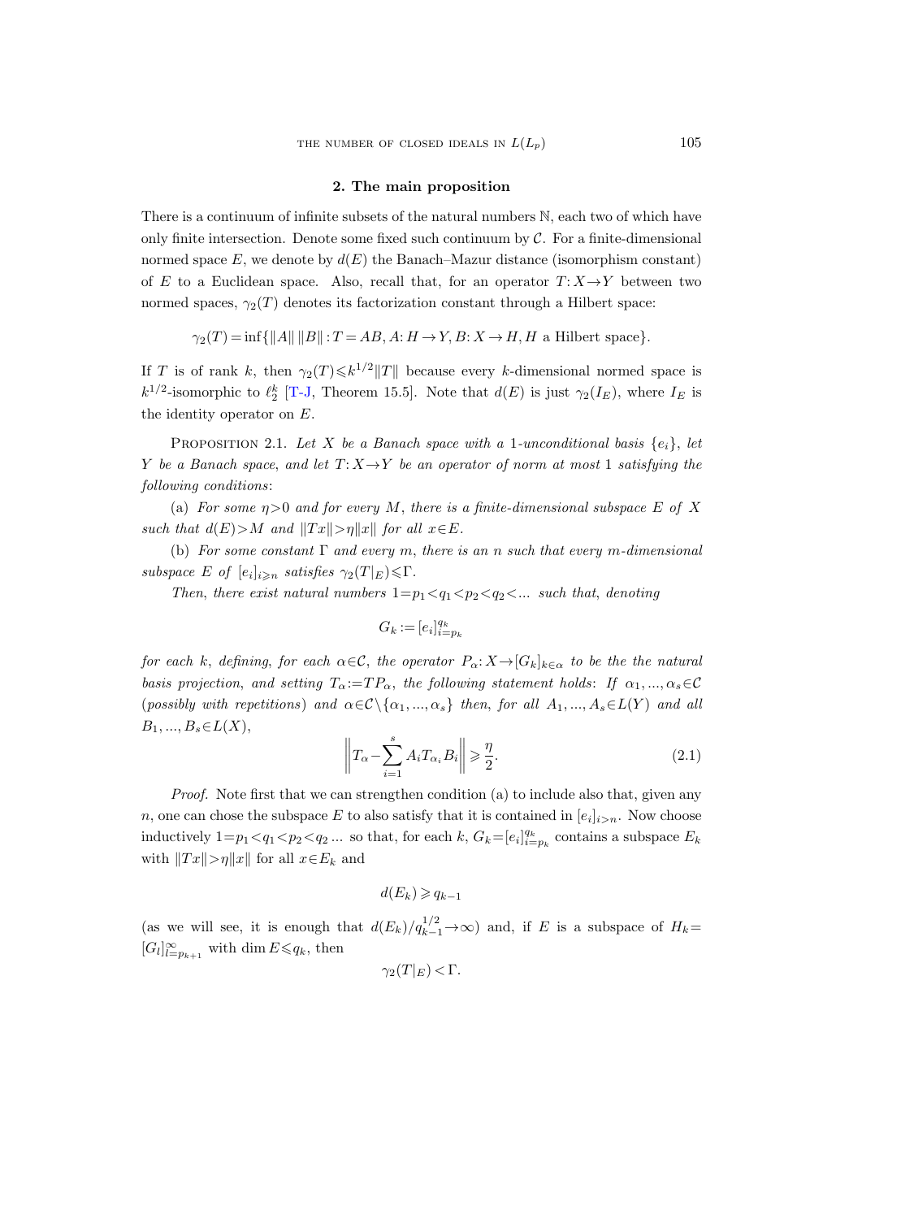## 2. The main proposition

There is a continuum of infinite subsets of the natural numbers $\mathbb{N}$, each two of which have only finite intersection. Denote some fixed such continuum by $\mathcal{C}$. For a finite-dimensional normed space $E$, we denote by $d(E)$ the Banach–Mazur distance (isomorphism constant) of $E$ to a Euclidean space. Also, recall that, for an operator $T\colon X\to Y$ between two normed spaces, $\gamma_2(T)$ denotes its factorization constant through a Hilbert space:

$$\gamma_2(T) = \inf\{\|A\|\,\|B\| : T = AB, A\colon H\to Y, B\colon X\to H, H \text{ a Hilbert space}\}.$$

If $T$ is of rank $k$, then $\gamma_2(T)\leqslant k^{1/2}\|T\|$ because every $k$-dimensional normed space is $k^{1/2}$-isomorphic to $\ell_2^k$ [T-J, Theorem 15.5]. Note that $d(E)$ is just $\gamma_2(I_E)$, where $I_E$ is the identity operator on $E$.

Proposition 2.1. *Let $X$ be a Banach space with a 1-unconditional basis $\{e_i\}$, let $Y$ be a Banach space, and let $T\colon X\to Y$ be an operator of norm at most 1 satisfying the following conditions*:

(a) *For some $\eta>0$ and for every $M$, there is a finite-dimensional subspace $E$ of $X$ such that $d(E)>M$ and $\|Tx\|>\eta\|x\|$ for all $x\in E$.*

(b) *For some constant $\Gamma$ and every $m$, there is an $n$ such that every $m$-dimensional subspace $E$ of $[e_i]_{i\geqslant n}$ satisfies $\gamma_2(T|_E)\leqslant\Gamma$.*

*Then, there exist natural numbers $1=p_1<q_1<p_2<q_2<\ldots$ such that, denoting*

$$G_k := [e_i]_{i=p_k}^{q_k}$$

*for each $k$, defining, for each $\alpha\in\mathcal{C}$, the operator $P_\alpha\colon X\to[G_k]_{k\in\alpha}$ to be the the natural basis projection, and setting $T_\alpha := TP_\alpha$, the following statement holds*: *If $\alpha_1,\ldots,\alpha_s\in\mathcal{C}$ (possibly with repetitions) and $\alpha\in\mathcal{C}\setminus\{\alpha_1,\ldots,\alpha_s\}$ then, for all $A_1,\ldots,A_s\in L(Y)$ and all $B_1,\ldots,B_s\in L(X)$,*

$$\left\| T_\alpha - \sum_{i=1}^{s} A_i T_{\alpha_i} B_i \right\| \geqslant \frac{\eta}{2}. \tag{2.1}$$

*Proof.* Note first that we can strengthen condition (a) to include also that, given any $n$, one can chose the subspace $E$ to also satisfy that it is contained in $[e_i]_{i>n}$. Now choose inductively $1=p_1<q_1<p_2<q_2\ldots$ so that, for each $k$, $G_k=[e_i]_{i=p_k}^{q_k}$ contains a subspace $E_k$ with $\|Tx\|>\eta\|x\|$ for all $x\in E_k$ and

$$d(E_k)\geqslant q_{k-1}$$

(as we will see, it is enough that $d(E_k)/q_{k-1}^{1/2}\to\infty$) and, if $E$ is a subspace of $H_k=[G_l]_{l=p_{k+1}}^{\infty}$ with $\dim E\leqslant q_k$, then

$$\gamma_2(T|_E)<\Gamma.$$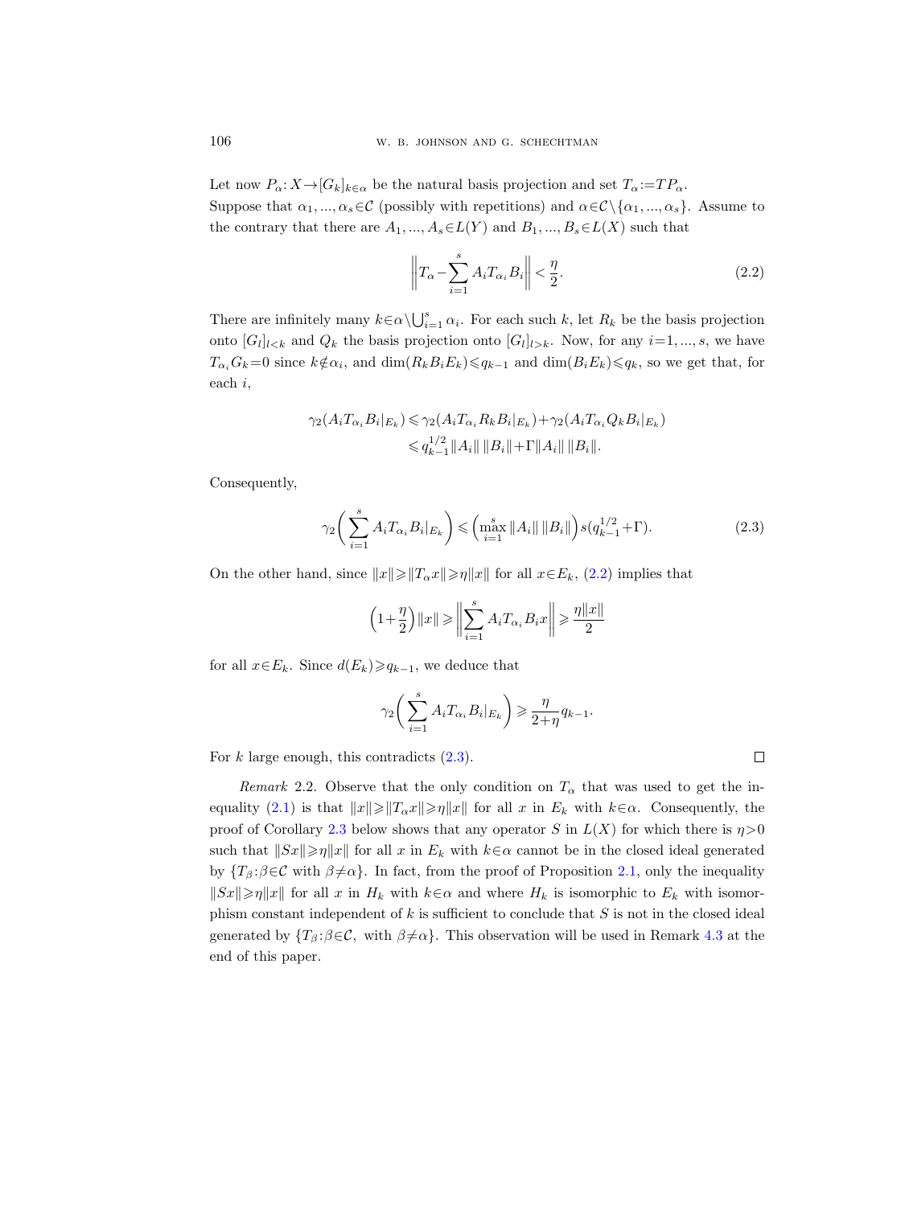Let now $P_\alpha: X \to [G_k]_{k\in\alpha}$ be the natural basis projection and set $T_\alpha := TP_\alpha$. Suppose that $\alpha_1, ..., \alpha_s \in \mathcal{C}$ (possibly with repetitions) and $\alpha \in \mathcal{C} \setminus \{\alpha_1, ..., \alpha_s\}$. Assume to the contrary that there are $A_1, ..., A_s \in L(Y)$ and $B_1, ..., B_s \in L(X)$ such that

$$\left\| T_\alpha - \sum_{i=1}^{s} A_i T_{\alpha_i} B_i \right\| < \frac{\eta}{2}. \tag{2.2}$$

There are infinitely many $k \in \alpha \setminus \bigcup_{i=1}^{s} \alpha_i$. For each such $k$, let $R_k$ be the basis projection onto $[G_l]_{l<k}$ and $Q_k$ the basis projection onto $[G_l]_{l>k}$. Now, for any $i=1, ..., s$, we have $T_{\alpha_i} G_k = 0$ since $k \notin \alpha_i$, and $\dim(R_k B_i E_k) \leqslant q_{k-1}$ and $\dim(B_i E_k) \leqslant q_k$, so we get that, for each $i$,

$$\begin{aligned}
\gamma_2(A_i T_{\alpha_i} B_i|_{E_k}) &\leqslant \gamma_2(A_i T_{\alpha_i} R_k B_i|_{E_k}) + \gamma_2(A_i T_{\alpha_i} Q_k B_i|_{E_k}) \\
&\leqslant q_{k-1}^{1/2} \|A_i\| \, \|B_i\| + \Gamma \|A_i\| \, \|B_i\|.
\end{aligned}$$

Consequently,

$$\gamma_2\left( \sum_{i=1}^{s} A_i T_{\alpha_i} B_i|_{E_k} \right) \leqslant \left( \max_{i=1}^{s} \|A_i\| \, \|B_i\| \right) s(q_{k-1}^{1/2} + \Gamma). \tag{2.3}$$

On the other hand, since $\|x\| \geqslant \|T_\alpha x\| \geqslant \eta \|x\|$ for all $x \in E_k$, (2.2) implies that

$$\left(1 + \frac{\eta}{2}\right) \|x\| \geqslant \left\| \sum_{i=1}^{s} A_i T_{\alpha_i} B_i x \right\| \geqslant \frac{\eta \|x\|}{2}$$

for all $x \in E_k$. Since $d(E_k) \geqslant q_{k-1}$, we deduce that

$$\gamma_2\left( \sum_{i=1}^{s} A_i T_{\alpha_i} B_i|_{E_k} \right) \geqslant \frac{\eta}{2+\eta} q_{k-1}.$$

For $k$ large enough, this contradicts (2.3). □

*Remark* 2.2. Observe that the only condition on $T_\alpha$ that was used to get the inequality (2.1) is that $\|x\| \geqslant \|T_\alpha x\| \geqslant \eta \|x\|$ for all $x$ in $E_k$ with $k \in \alpha$. Consequently, the proof of Corollary 2.3 below shows that any operator $S$ in $L(X)$ for which there is $\eta > 0$ such that $\|Sx\| \geqslant \eta \|x\|$ for all $x$ in $E_k$ with $k \in \alpha$ cannot be in the closed ideal generated by $\{T_\beta : \beta \in \mathcal{C} \text{ with } \beta \neq \alpha\}$. In fact, from the proof of Proposition 2.1, only the inequality $\|Sx\| \geqslant \eta \|x\|$ for all $x$ in $H_k$ with $k \in \alpha$ and where $H_k$ is isomorphic to $E_k$ with isomorphism constant independent of $k$ is sufficient to conclude that $S$ is not in the closed ideal generated by $\{T_\beta : \beta \in \mathcal{C}, \text{ with } \beta \neq \alpha\}$. This observation will be used in Remark 4.3 at the end of this paper.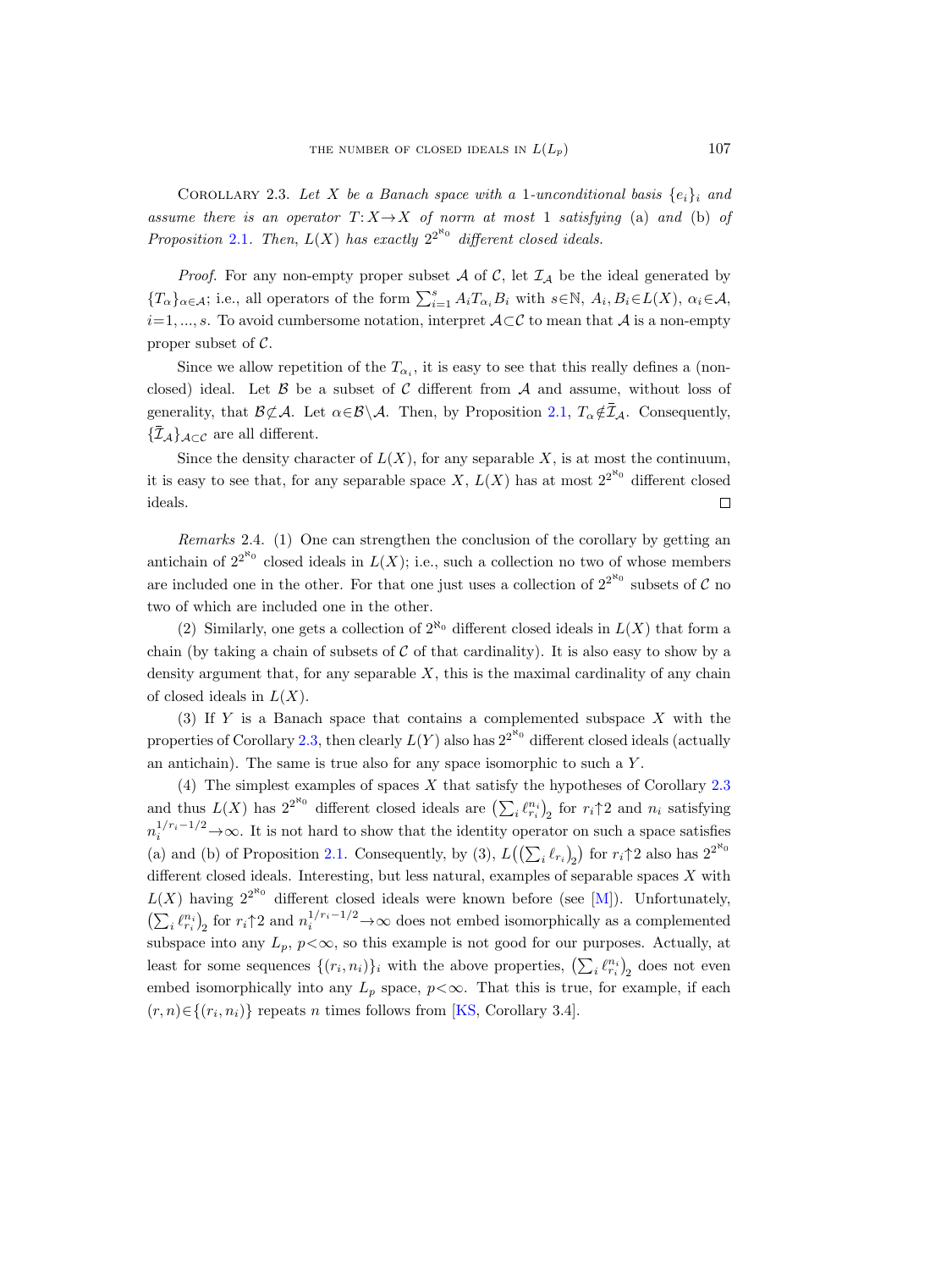Corollary 2.3. *Let $X$ be a Banach space with a 1-unconditional basis $\{e_i\}_i$ and assume there is an operator $T: X \to X$ of norm at most 1 satisfying* (a) *and* (b) *of Proposition 2.1. Then, $L(X)$ has exactly $2^{2^{\aleph_0}}$ different closed ideals.*

*Proof.* For any non-empty proper subset $\mathcal{A}$ of $\mathcal{C}$, let $\mathcal{I}_{\mathcal{A}}$ be the ideal generated by $\{T_\alpha\}_{\alpha \in \mathcal{A}}$; i.e., all operators of the form $\sum_{i=1}^{s} A_i T_{\alpha_i} B_i$ with $s \in \mathbb{N}$, $A_i, B_i \in L(X)$, $\alpha_i \in \mathcal{A}$, $i=1, ..., s$. To avoid cumbersome notation, interpret $\mathcal{A} \subset \mathcal{C}$ to mean that $\mathcal{A}$ is a non-empty proper subset of $\mathcal{C}$.

Since we allow repetition of the $T_{\alpha_i}$, it is easy to see that this really defines a (non-closed) ideal. Let $\mathcal{B}$ be a subset of $\mathcal{C}$ different from $\mathcal{A}$ and assume, without loss of generality, that $\mathcal{B} \not\subset \mathcal{A}$. Let $\alpha \in \mathcal{B} \setminus \mathcal{A}$. Then, by Proposition 2.1, $T_\alpha \notin \bar{\mathcal{I}}_{\mathcal{A}}$. Consequently, $\{\bar{\mathcal{I}}_{\mathcal{A}}\}_{\mathcal{A} \subset \mathcal{C}}$ are all different.

Since the density character of $L(X)$, for any separable $X$, is at most the continuum, it is easy to see that, for any separable space $X$, $L(X)$ has at most $2^{2^{\aleph_0}}$ different closed ideals. $\square$

*Remarks* 2.4. (1) One can strengthen the conclusion of the corollary by getting an antichain of $2^{2^{\aleph_0}}$ closed ideals in $L(X)$; i.e., such a collection no two of whose members are included one in the other. For that one just uses a collection of $2^{2^{\aleph_0}}$ subsets of $\mathcal{C}$ no two of which are included one in the other.

(2) Similarly, one gets a collection of $2^{\aleph_0}$ different closed ideals in $L(X)$ that form a chain (by taking a chain of subsets of $\mathcal{C}$ of that cardinality). It is also easy to show by a density argument that, for any separable $X$, this is the maximal cardinality of any chain of closed ideals in $L(X)$.

(3) If $Y$ is a Banach space that contains a complemented subspace $X$ with the properties of Corollary 2.3, then clearly $L(Y)$ also has $2^{2^{\aleph_0}}$ different closed ideals (actually an antichain). The same is true also for any space isomorphic to such a $Y$.

(4) The simplest examples of spaces $X$ that satisfy the hypotheses of Corollary 2.3 and thus $L(X)$ has $2^{2^{\aleph_0}}$ different closed ideals are $\left(\sum_i \ell_{r_i}^{n_i}\right)_2$ for $r_i \uparrow 2$ and $n_i$ satisfying $n_i^{1/r_i - 1/2} \to \infty$. It is not hard to show that the identity operator on such a space satisfies (a) and (b) of Proposition 2.1. Consequently, by (3), $L\left(\left(\sum_i \ell_{r_i}\right)_2\right)$ for $r_i \uparrow 2$ also has $2^{2^{\aleph_0}}$ different closed ideals. Interesting, but less natural, examples of separable spaces $X$ with $L(X)$ having $2^{2^{\aleph_0}}$ different closed ideals were known before (see [M]). Unfortunately, $\left(\sum_i \ell_{r_i}^{n_i}\right)_2$ for $r_i \uparrow 2$ and $n_i^{1/r_i - 1/2} \to \infty$ does not embed isomorphically as a complemented subspace into any $L_p$, $p < \infty$, so this example is not good for our purposes. Actually, at least for some sequences $\{(r_i, n_i)\}_i$ with the above properties, $\left(\sum_i \ell_{r_i}^{n_i}\right)_2$ does not even embed isomorphically into any $L_p$ space, $p < \infty$. That this is true, for example, if each $(r, n) \in \{(r_i, n_i)\}$ repeats $n$ times follows from [KS, Corollary 3.4].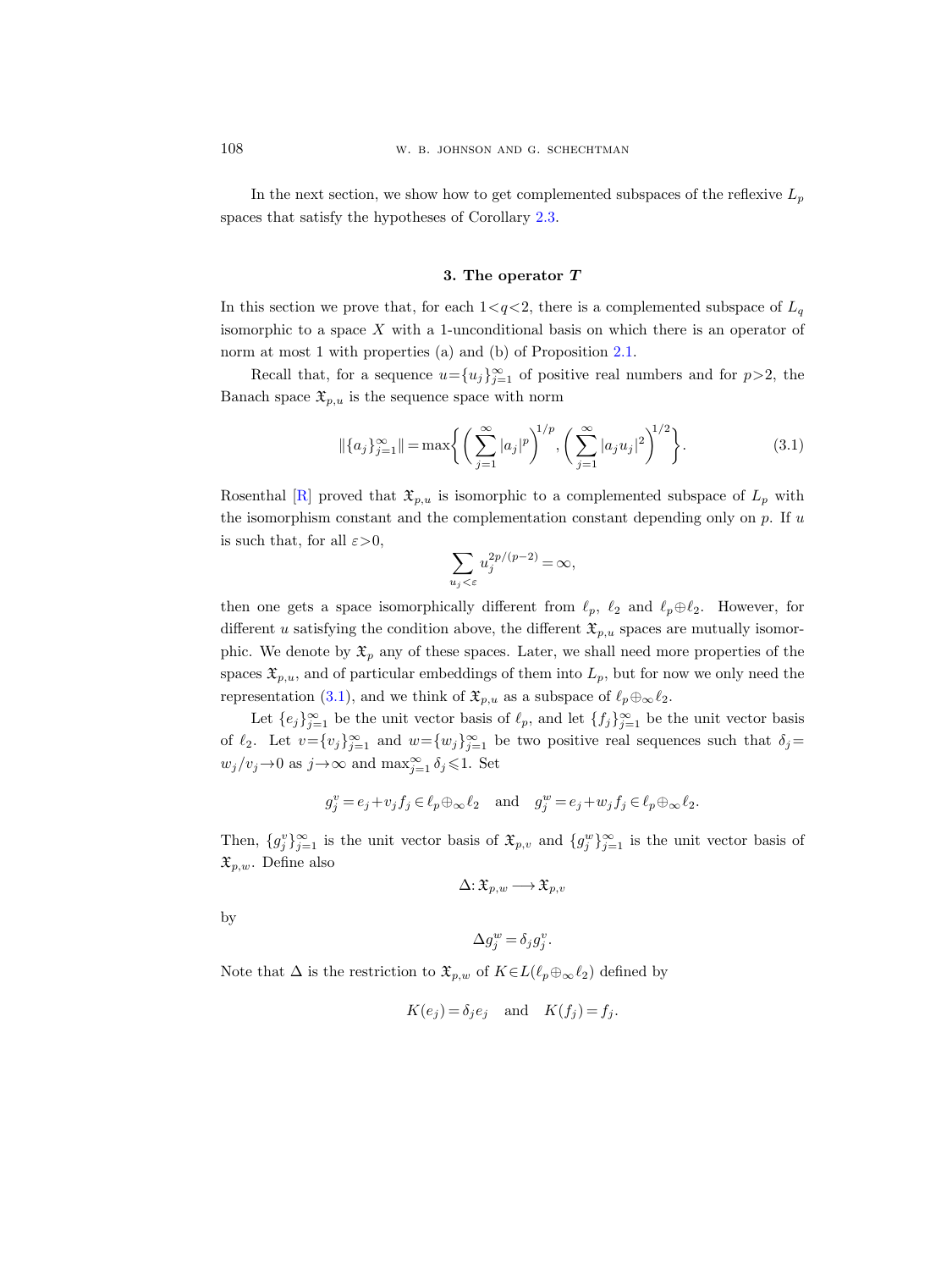In the next section, we show how to get complemented subspaces of the reflexive $L_p$ spaces that satisfy the hypotheses of Corollary 2.3.

## 3. The operator $T$

In this section we prove that, for each $1<q<2$, there is a complemented subspace of $L_q$ isomorphic to a space $X$ with a 1-unconditional basis on which there is an operator of norm at most 1 with properties (a) and (b) of Proposition 2.1.

Recall that, for a sequence $u=\{u_j\}_{j=1}^\infty$ of positive real numbers and for $p>2$, the Banach space $\mathfrak{X}_{p,u}$ is the sequence space with norm

$$\|\{a_j\}_{j=1}^\infty\| = \max\left\{ \left( \sum_{j=1}^\infty |a_j|^p \right)^{1/p}, \left( \sum_{j=1}^\infty |a_j u_j|^2 \right)^{1/2} \right\}. \tag{3.1}$$

Rosenthal [R] proved that $\mathfrak{X}_{p,u}$ is isomorphic to a complemented subspace of $L_p$ with the isomorphism constant and the complementation constant depending only on $p$. If $u$ is such that, for all $\varepsilon>0$,

$$\sum_{u_j<\varepsilon} u_j^{2p/(p-2)} = \infty,$$

then one gets a space isomorphically different from $\ell_p$, $\ell_2$ and $\ell_p \oplus \ell_2$. However, for different $u$ satisfying the condition above, the different $\mathfrak{X}_{p,u}$ spaces are mutually isomorphic. We denote by $\mathfrak{X}_p$ any of these spaces. Later, we shall need more properties of the spaces $\mathfrak{X}_{p,u}$, and of particular embeddings of them into $L_p$, but for now we only need the representation (3.1), and we think of $\mathfrak{X}_{p,u}$ as a subspace of $\ell_p \oplus_\infty \ell_2$.

Let $\{e_j\}_{j=1}^\infty$ be the unit vector basis of $\ell_p$, and let $\{f_j\}_{j=1}^\infty$ be the unit vector basis of $\ell_2$. Let $v=\{v_j\}_{j=1}^\infty$ and $w=\{w_j\}_{j=1}^\infty$ be two positive real sequences such that $\delta_j = w_j/v_j \to 0$ as $j\to\infty$ and $\max_{j=1}^\infty \delta_j \leqslant 1$. Set

$$g_j^v = e_j + v_j f_j \in \ell_p \oplus_\infty \ell_2 \quad \text{and} \quad g_j^w = e_j + w_j f_j \in \ell_p \oplus_\infty \ell_2.$$

Then, $\{g_j^v\}_{j=1}^\infty$ is the unit vector basis of $\mathfrak{X}_{p,v}$ and $\{g_j^w\}_{j=1}^\infty$ is the unit vector basis of $\mathfrak{X}_{p,w}$. Define also

$$\Delta\colon \mathfrak{X}_{p,w} \longrightarrow \mathfrak{X}_{p,v}$$

by

$$\Delta g_j^w = \delta_j g_j^v.$$

Note that $\Delta$ is the restriction to $\mathfrak{X}_{p,w}$ of $K \in L(\ell_p \oplus_\infty \ell_2)$ defined by

$$K(e_j) = \delta_j e_j \quad \text{and} \quad K(f_j) = f_j.$$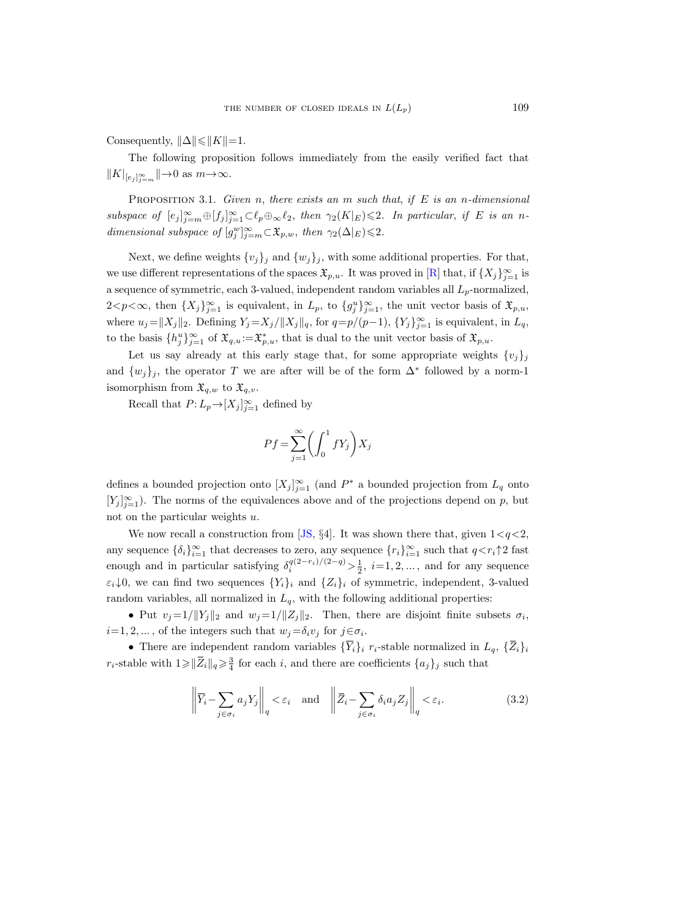Consequently, $\|\Delta\| \leqslant \|K\| = 1$.

The following proposition follows immediately from the easily verified fact that $\|K|_{[e_j]_{j=m}^\infty}\| \to 0$ as $m \to \infty$.

Proposition 3.1. *Given $n$, there exists an $m$ such that, if $E$ is an $n$-dimensional subspace of $[e_j]_{j=m}^\infty \oplus [f_j]_{j=1}^\infty \subset \ell_p \oplus_\infty \ell_2$, then $\gamma_2(K|_E) \leqslant 2$. In particular, if $E$ is an $n$-dimensional subspace of $[g_j^w]_{j=m}^\infty \subset \mathfrak{X}_{p,w}$, then $\gamma_2(\Delta|_E) \leqslant 2$.*

Next, we define weights $\{v_j\}_j$ and $\{w_j\}_j$, with some additional properties. For that, we use different representations of the spaces $\mathfrak{X}_{p,u}$. It was proved in [R] that, if $\{X_j\}_{j=1}^\infty$ is a sequence of symmetric, each 3-valued, independent random variables all $L_p$-normalized, $2 < p < \infty$, then $\{X_j\}_{j=1}^\infty$ is equivalent, in $L_p$, to $\{g_j^u\}_{j=1}^\infty$, the unit vector basis of $\mathfrak{X}_{p,u}$, where $u_j = \|X_j\|_2$. Defining $Y_j = X_j / \|X_j\|_q$, for $q = p/(p-1)$, $\{Y_j\}_{j=1}^\infty$ is equivalent, in $L_q$, to the basis $\{h_j^u\}_{j=1}^\infty$ of $\mathfrak{X}_{q,u} := \mathfrak{X}_{p,u}^*$, that is dual to the unit vector basis of $\mathfrak{X}_{p,u}$.

Let us say already at this early stage that, for some appropriate weights $\{v_j\}_j$ and $\{w_j\}_j$, the operator $T$ we are after will be of the form $\Delta^*$ followed by a norm-1 isomorphism from $\mathfrak{X}_{q,w}$ to $\mathfrak{X}_{q,v}$.

Recall that $P: L_p \to [X_j]_{j=1}^\infty$ defined by

$$Pf = \sum_{j=1}^\infty \left( \int_0^1 f Y_j \right) X_j$$

defines a bounded projection onto $[X_j]_{j=1}^\infty$ (and $P^*$ a bounded projection from $L_q$ onto $[Y_j]_{j=1}^\infty$). The norms of the equivalences above and of the projections depend on $p$, but not on the particular weights $u$.

We now recall a construction from [JS, §4]. It was shown there that, given $1 < q < 2$, any sequence $\{\delta_i\}_{i=1}^\infty$ that decreases to zero, any sequence $\{r_i\}_{i=1}^\infty$ such that $q < r_i \uparrow 2$ fast enough and in particular satisfying $\delta_i^{q(2-r_i)/(2-q)} > \frac{1}{2}$, $i = 1, 2, \ldots$, and for any sequence $\varepsilon_i \downarrow 0$, we can find two sequences $\{Y_i\}_i$ and $\{Z_i\}_i$ of symmetric, independent, 3-valued random variables, all normalized in $L_q$, with the following additional properties:

- Put $v_j = 1/\|Y_j\|_2$ and $w_j = 1/\|Z_j\|_2$. Then, there are disjoint finite subsets $\sigma_i$, $i = 1, 2, \ldots$, of the integers such that $w_j = \delta_i v_j$ for $j \in \sigma_i$.
- There are independent random variables $\{\overline{Y}_i\}_i$ $r_i$-stable normalized in $L_q$, $\{\overline{Z}_i\}_i$ $r_i$-stable with $1 \geqslant \|\overline{Z}_i\|_q \geqslant \frac{3}{4}$ for each $i$, and there are coefficients $\{a_j\}_j$ such that

$$\left\| \overline{Y}_i - \sum_{j \in \sigma_i} a_j Y_j \right\|_q < \varepsilon_i \quad \text{and} \quad \left\| \overline{Z}_i - \sum_{j \in \sigma_i} \delta_i a_j Z_j \right\|_q < \varepsilon_i. \tag{3.2}$$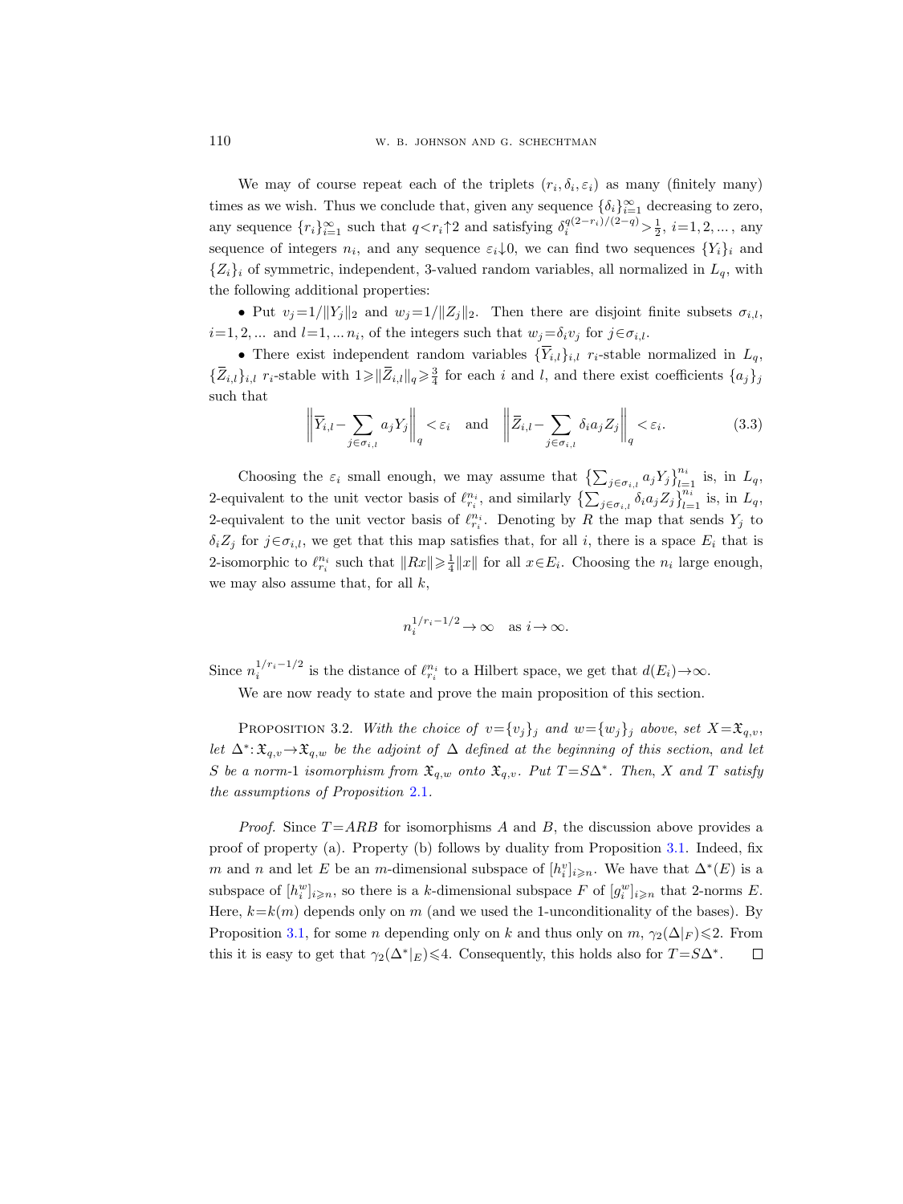We may of course repeat each of the triplets $(r_i, \delta_i, \varepsilon_i)$ as many (finitely many) times as we wish. Thus we conclude that, given any sequence $\{\delta_i\}_{i=1}^\infty$ decreasing to zero, any sequence $\{r_i\}_{i=1}^\infty$ such that $q<r_i\uparrow 2$ and satisfying $\delta_i^{q(2-r_i)/(2-q)}>\frac{1}{2}$, $i=1,2,\dots$, any sequence of integers $n_i$, and any sequence $\varepsilon_i\downarrow 0$, we can find two sequences $\{Y_i\}_i$ and $\{Z_i\}_i$ of symmetric, independent, 3-valued random variables, all normalized in $L_q$, with the following additional properties:

- Put $v_j=1/\|Y_j\|_2$ and $w_j=1/\|Z_j\|_2$. Then there are disjoint finite subsets $\sigma_{i,l}$, $i=1,2,\dots$ and $l=1,\dots n_i$, of the integers such that $w_j=\delta_i v_j$ for $j\in\sigma_{i,l}$.
- There exist independent random variables $\{\overline{Y}_{i,l}\}_{i,l}$ $r_i$-stable normalized in $L_q$, $\{\overline{Z}_{i,l}\}_{i,l}$ $r_i$-stable with $1\geqslant\|\overline{Z}_{i,l}\|_q\geqslant\frac{3}{4}$ for each $i$ and $l$, and there exist coefficients $\{a_j\}_j$ such that

$$\Big\|\overline{Y}_{i,l}-\sum_{j\in\sigma_{i,l}} a_j Y_j\Big\|_q<\varepsilon_i \quad\text{and}\quad \Big\|\overline{Z}_{i,l}-\sum_{j\in\sigma_{i,l}} \delta_i a_j Z_j\Big\|_q<\varepsilon_i. \tag{3.3}$$

Choosing the $\varepsilon_i$ small enough, we may assume that $\big\{\sum_{j\in\sigma_{i,l}} a_j Y_j\big\}_{l=1}^{n_i}$ is, in $L_q$, 2-equivalent to the unit vector basis of $\ell_{r_i}^{n_i}$, and similarly $\big\{\sum_{j\in\sigma_{i,l}} \delta_i a_j Z_j\big\}_{l=1}^{n_i}$ is, in $L_q$, 2-equivalent to the unit vector basis of $\ell_{r_i}^{n_i}$. Denoting by $R$ the map that sends $Y_j$ to $\delta_i Z_j$ for $j\in\sigma_{i,l}$, we get that this map satisfies that, for all $i$, there is a space $E_i$ that is 2-isomorphic to $\ell_{r_i}^{n_i}$ such that $\|Rx\|\geqslant\frac{1}{4}\|x\|$ for all $x\in E_i$. Choosing the $n_i$ large enough, we may also assume that, for all $k$,

$$n_i^{1/r_i-1/2}\to\infty \quad\text{as } i\to\infty.$$

Since $n_i^{1/r_i-1/2}$ is the distance of $\ell_{r_i}^{n_i}$ to a Hilbert space, we get that $d(E_i)\to\infty$.

We are now ready to state and prove the main proposition of this section.

**Proposition 3.2.** *With the choice of $v=\{v_j\}_j$ and $w=\{w_j\}_j$ above, set $X=\mathfrak{X}_{q,v}$, let $\Delta^*\colon\mathfrak{X}_{q,v}\to\mathfrak{X}_{q,w}$ be the adjoint of $\Delta$ defined at the beginning of this section, and let $S$ be a norm-1 isomorphism from $\mathfrak{X}_{q,w}$ onto $\mathfrak{X}_{q,v}$. Put $T=S\Delta^*$. Then, $X$ and $T$ satisfy the assumptions of Proposition 2.1.*

*Proof.* Since $T=ARB$ for isomorphisms $A$ and $B$, the discussion above provides a proof of property (a). Property (b) follows by duality from Proposition 3.1. Indeed, fix $m$ and $n$ and let $E$ be an $m$-dimensional subspace of $[h_i^v]_{i\geqslant n}$. We have that $\Delta^*(E)$ is a subspace of $[h_i^w]_{i\geqslant n}$, so there is a $k$-dimensional subspace $F$ of $[g_i^w]_{i\geqslant n}$ that 2-norms $E$. Here, $k=k(m)$ depends only on $m$ (and we used the 1-unconditionality of the bases). By Proposition 3.1, for some $n$ depending only on $k$ and thus only on $m$, $\gamma_2(\Delta|_F)\leqslant 2$. From this it is easy to get that $\gamma_2(\Delta^*|_E)\leqslant 4$. Consequently, this holds also for $T=S\Delta^*$. $\square$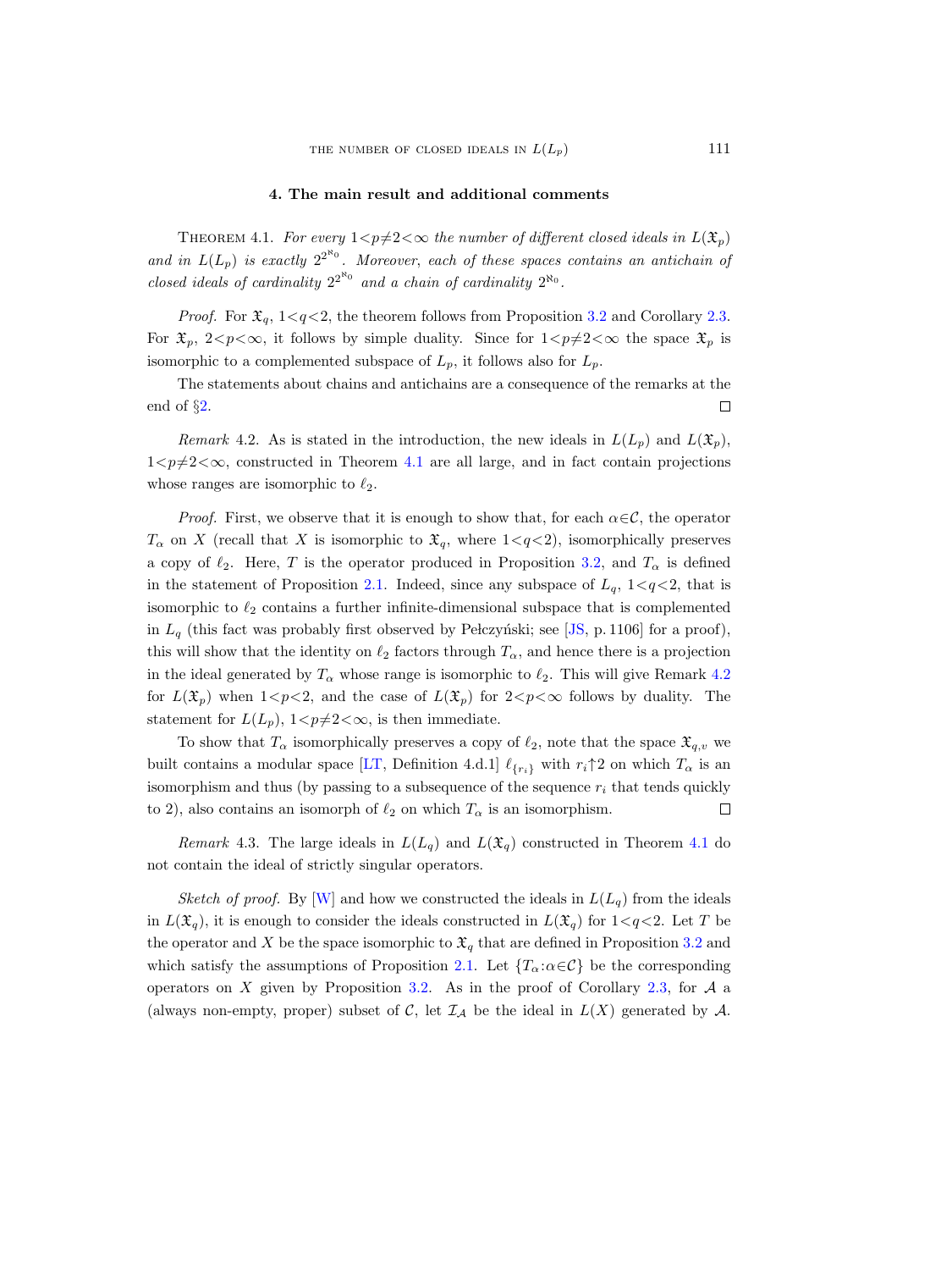## 4. The main result and additional comments

Theorem 4.1. *For every $1<p\neq 2<\infty$ the number of different closed ideals in $L(\mathfrak{X}_p)$ and in $L(L_p)$ is exactly $2^{2^{\aleph_0}}$. Moreover, each of these spaces contains an antichain of closed ideals of cardinality $2^{2^{\aleph_0}}$ and a chain of cardinality $2^{\aleph_0}$.*

*Proof.* For $\mathfrak{X}_q$, $1<q<2$, the theorem follows from Proposition 3.2 and Corollary 2.3. For $\mathfrak{X}_p$, $2<p<\infty$, it follows by simple duality. Since for $1<p\neq 2<\infty$ the space $\mathfrak{X}_p$ is isomorphic to a complemented subspace of $L_p$, it follows also for $L_p$.

The statements about chains and antichains are a consequence of the remarks at the end of §2. □

*Remark* 4.2. As is stated in the introduction, the new ideals in $L(L_p)$ and $L(\mathfrak{X}_p)$, $1<p\neq 2<\infty$, constructed in Theorem 4.1 are all large, and in fact contain projections whose ranges are isomorphic to $\ell_2$.

*Proof.* First, we observe that it is enough to show that, for each $\alpha\in\mathcal{C}$, the operator $T_\alpha$ on $X$ (recall that $X$ is isomorphic to $\mathfrak{X}_q$, where $1<q<2$), isomorphically preserves a copy of $\ell_2$. Here, $T$ is the operator produced in Proposition 3.2, and $T_\alpha$ is defined in the statement of Proposition 2.1. Indeed, since any subspace of $L_q$, $1<q<2$, that is isomorphic to $\ell_2$ contains a further infinite-dimensional subspace that is complemented in $L_q$ (this fact was probably first observed by Pełczyński; see [JS, p. 1106] for a proof), this will show that the identity on $\ell_2$ factors through $T_\alpha$, and hence there is a projection in the ideal generated by $T_\alpha$ whose range is isomorphic to $\ell_2$. This will give Remark 4.2 for $L(\mathfrak{X}_p)$ when $1<p<2$, and the case of $L(\mathfrak{X}_p)$ for $2<p<\infty$ follows by duality. The statement for $L(L_p)$, $1<p\neq 2<\infty$, is then immediate.

To show that $T_\alpha$ isomorphically preserves a copy of $\ell_2$, note that the space $\mathfrak{X}_{q,v}$ we built contains a modular space [LT, Definition 4.d.1] $\ell_{\{r_i\}}$ with $r_i\uparrow 2$ on which $T_\alpha$ is an isomorphism and thus (by passing to a subsequence of the sequence $r_i$ that tends quickly to 2), also contains an isomorph of $\ell_2$ on which $T_\alpha$ is an isomorphism. □

*Remark* 4.3. The large ideals in $L(L_q)$ and $L(\mathfrak{X}_q)$ constructed in Theorem 4.1 do not contain the ideal of strictly singular operators.

*Sketch of proof.* By [W] and how we constructed the ideals in $L(L_q)$ from the ideals in $L(\mathfrak{X}_q)$, it is enough to consider the ideals constructed in $L(\mathfrak{X}_q)$ for $1<q<2$. Let $T$ be the operator and $X$ be the space isomorphic to $\mathfrak{X}_q$ that are defined in Proposition 3.2 and which satisfy the assumptions of Proposition 2.1. Let $\{T_\alpha:\alpha\in\mathcal{C}\}$ be the corresponding operators on $X$ given by Proposition 3.2. As in the proof of Corollary 2.3, for $\mathcal{A}$ a (always non-empty, proper) subset of $\mathcal{C}$, let $\mathcal{I}_\mathcal{A}$ be the ideal in $L(X)$ generated by $\mathcal{A}$.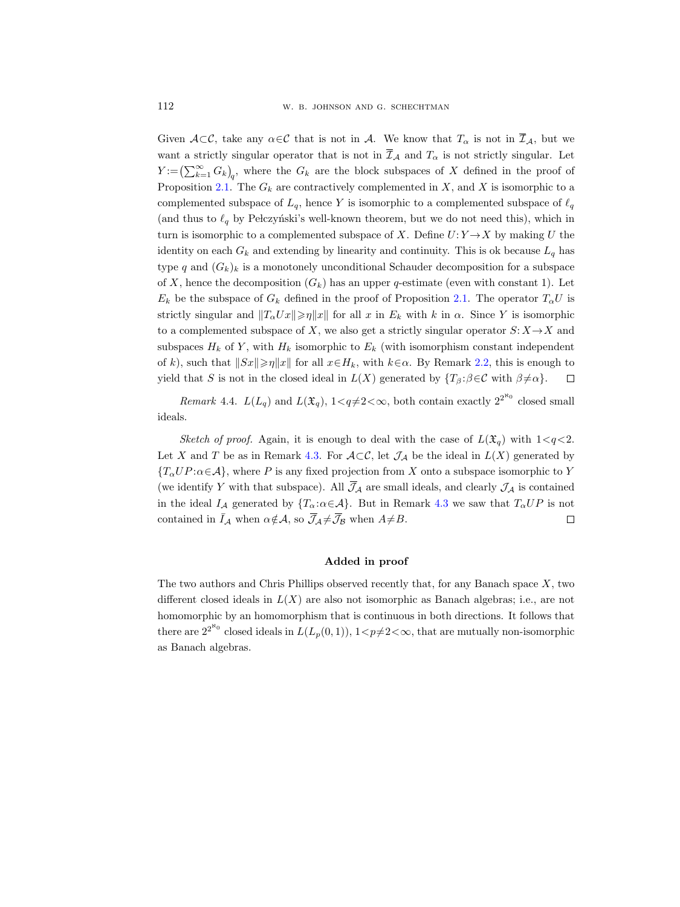Given $\mathcal{A}\subset\mathcal{C}$, take any $\alpha\in\mathcal{C}$ that is not in $\mathcal{A}$. We know that $T_\alpha$ is not in $\overline{\mathcal{I}}_\mathcal{A}$, but we want a strictly singular operator that is not in $\overline{\mathcal{I}}_\mathcal{A}$ and $T_\alpha$ is not strictly singular. Let $Y:=\big(\sum_{k=1}^\infty G_k\big)_q$, where the $G_k$ are the block subspaces of $X$ defined in the proof of Proposition 2.1. The $G_k$ are contractively complemented in $X$, and $X$ is isomorphic to a complemented subspace of $L_q$, hence $Y$ is isomorphic to a complemented subspace of $\ell_q$ (and thus to $\ell_q$ by Pełczyński's well-known theorem, but we do not need this), which in turn is isomorphic to a complemented subspace of $X$. Define $U: Y\to X$ by making $U$ the identity on each $G_k$ and extending by linearity and continuity. This is ok because $L_q$ has type $q$ and $(G_k)_k$ is a monotonely unconditional Schauder decomposition for a subspace of $X$, hence the decomposition $(G_k)$ has an upper $q$-estimate (even with constant 1). Let $E_k$ be the subspace of $G_k$ defined in the proof of Proposition 2.1. The operator $T_\alpha U$ is strictly singular and $\|T_\alpha Ux\|\geqslant\eta\|x\|$ for all $x$ in $E_k$ with $k$ in $\alpha$. Since $Y$ is isomorphic to a complemented subspace of $X$, we also get a strictly singular operator $S: X\to X$ and subspaces $H_k$ of $Y$, with $H_k$ isomorphic to $E_k$ (with isomorphism constant independent of $k$), such that $\|Sx\|\geqslant\eta\|x\|$ for all $x\in H_k$, with $k\in\alpha$. By Remark 2.2, this is enough to yield that $S$ is not in the closed ideal in $L(X)$ generated by $\{T_\beta:\beta\in\mathcal{C}$ with $\beta\neq\alpha\}$. □

*Remark* 4.4. $L(L_q)$ and $L(\mathfrak{X}_q)$, $1<q\neq 2<\infty$, both contain exactly $2^{2^{\aleph_0}}$ closed small ideals.

*Sketch of proof.* Again, it is enough to deal with the case of $L(\mathfrak{X}_q)$ with $1<q<2$. Let $X$ and $T$ be as in Remark 4.3. For $\mathcal{A}\subset\mathcal{C}$, let $\mathcal{J}_\mathcal{A}$ be the ideal in $L(X)$ generated by $\{T_\alpha UP:\alpha\in\mathcal{A}\}$, where $P$ is any fixed projection from $X$ onto a subspace isomorphic to $Y$ (we identify $Y$ with that subspace). All $\overline{\mathcal{J}}_\mathcal{A}$ are small ideals, and clearly $\mathcal{J}_\mathcal{A}$ is contained in the ideal $I_\mathcal{A}$ generated by $\{T_\alpha:\alpha\in\mathcal{A}\}$. But in Remark 4.3 we saw that $T_\alpha UP$ is not contained in $\bar{I}_\mathcal{A}$ when $\alpha\notin\mathcal{A}$, so $\overline{\mathcal{J}}_\mathcal{A}\neq\overline{\mathcal{J}}_\mathcal{B}$ when $A\neq B$. □

## Added in proof

The two authors and Chris Phillips observed recently that, for any Banach space $X$, two different closed ideals in $L(X)$ are also not isomorphic as Banach algebras; i.e., are not homomorphic by an homomorphism that is continuous in both directions. It follows that there are $2^{2^{\aleph_0}}$ closed ideals in $L(L_p(0,1))$, $1<p\neq 2<\infty$, that are mutually non-isomorphic as Banach algebras.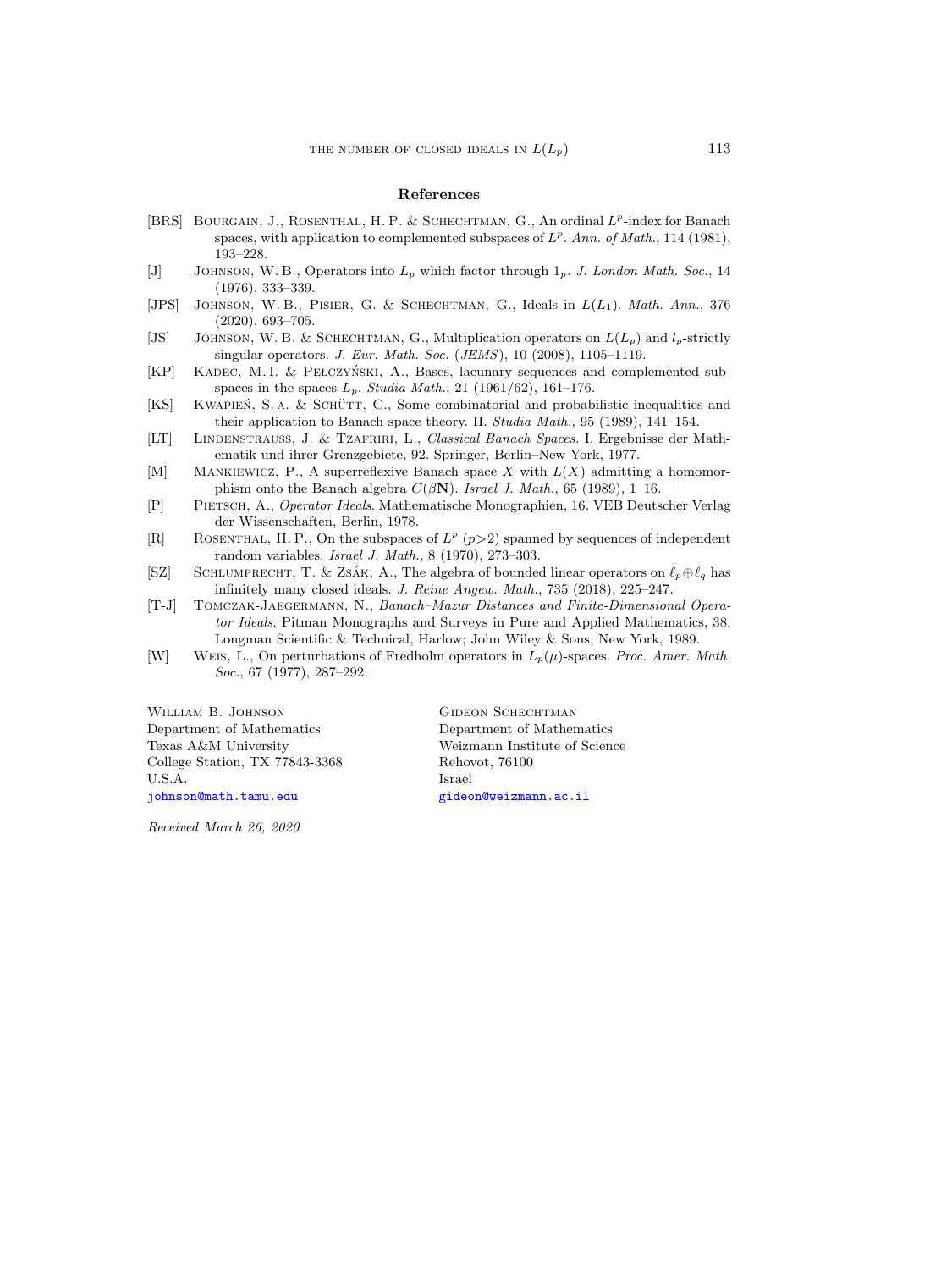## References

[BRS] Bourgain, J., Rosenthal, H. P. & Schechtman, G., An ordinal $L^p$-index for Banach spaces, with application to complemented subspaces of $L^p$. *Ann. of Math.*, 114 (1981), 193–228.

[J] Johnson, W. B., Operators into $L_p$ which factor through $1_p$. *J. London Math. Soc.*, 14 (1976), 333–339.

[JPS] Johnson, W. B., Pisier, G. & Schechtman, G., Ideals in $L(L_1)$. *Math. Ann.*, 376 (2020), 693–705.

[JS] Johnson, W. B. & Schechtman, G., Multiplication operators on $L(L_p)$ and $l_p$-strictly singular operators. *J. Eur. Math. Soc.* (*JEMS*), 10 (2008), 1105–1119.

[KP] Kadec, M. I. & Pełczyński, A., Bases, lacunary sequences and complemented subspaces in the spaces $L_p$. *Studia Math.*, 21 (1961/62), 161–176.

[KS] Kwapień, S. a. & Schütt, C., Some combinatorial and probabilistic inequalities and their application to Banach space theory. II. *Studia Math.*, 95 (1989), 141–154.

[LT] Lindenstrauss, J. & Tzafriri, L., *Classical Banach Spaces*. I. Ergebnisse der Mathematik und ihrer Grenzgebiete, 92. Springer, Berlin–New York, 1977.

[M] Mankiewicz, P., A superreflexive Banach space $X$ with $L(X)$ admitting a homomorphism onto the Banach algebra $C(\beta\mathbf{N})$. *Israel J. Math.*, 65 (1989), 1–16.

[P] Pietsch, A., *Operator Ideals*. Mathematische Monographien, 16. VEB Deutscher Verlag der Wissenschaften, Berlin, 1978.

[R] Rosenthal, H. P., On the subspaces of $L^p$ ($p>2$) spanned by sequences of independent random variables. *Israel J. Math.*, 8 (1970), 273–303.

[SZ] Schlumprecht, T. & Zsák, A., The algebra of bounded linear operators on $\ell_p \oplus \ell_q$ has infinitely many closed ideals. *J. Reine Angew. Math.*, 735 (2018), 225–247.

[T-J] Tomczak-Jaegermann, N., *Banach–Mazur Distances and Finite-Dimensional Operator Ideals*. Pitman Monographs and Surveys in Pure and Applied Mathematics, 38. Longman Scientific & Technical, Harlow; John Wiley & Sons, New York, 1989.

[W] Weis, L., On perturbations of Fredholm operators in $L_p(\mu)$-spaces. *Proc. Amer. Math. Soc.*, 67 (1977), 287–292.

William B. Johnson
Department of Mathematics
Texas A&M University
College Station, TX 77843-3368
U.S.A.
johnson@math.tamu.edu

Gideon Schechtman
Department of Mathematics
Weizmann Institute of Science
Rehovot, 76100
Israel
gideon@weizmann.ac.il

*Received March 26, 2020*